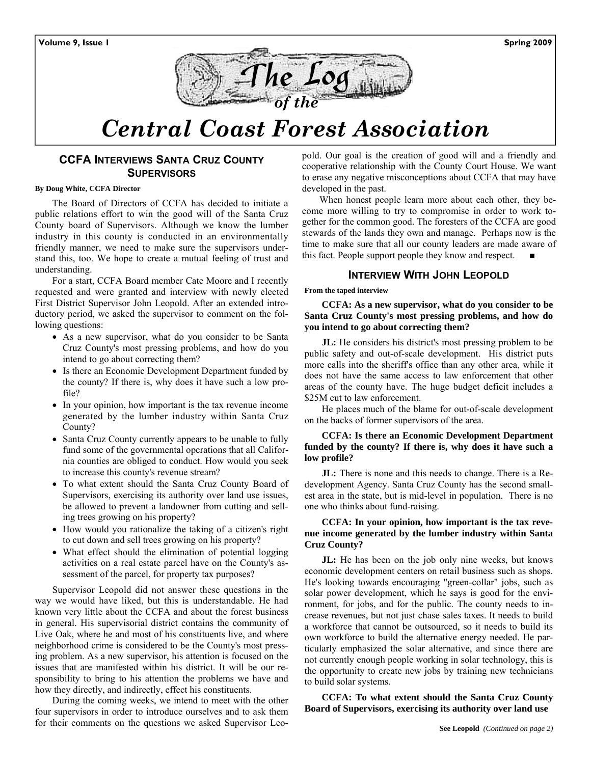# The Log of the Central Coast Forest Association

## CCFA Interviews Santa Cruz County Supervisors

**By Doug White, CCFA Director**

The Board of Directors of CCFA has decided to initiate a public relations effort to win the good will of the Santa Cruz County board of Supervisors. Although we know the lumber industry in this county is conducted in an environmentally friendly manner, we need to make sure the supervisors understand this, too. We hope to create a mutual feeling of trust and understanding.

For a start, CCFA Board member Cate Moore and I recently requested and were granted and interview with newly elected First District Supervisor John Leopold. After an extended introductory period, we asked the supervisor to comment on the following questions:

- As a new supervisor, what do you consider to be Santa Cruz County's most pressing problems, and how do you intend to go about correcting them?
- Is there an Economic Development Department funded by the county? If there is, why does it have such a low profile?
- In your opinion, how important is the tax revenue income generated by the lumber industry within Santa Cruz County?
- Santa Cruz County currently appears to be unable to fully fund some of the governmental operations that all California counties are obliged to conduct. How would you seek to increase this county's revenue stream?
- To what extent should the Santa Cruz County Board of Supervisors, exercising its authority over land use issues, be allowed to prevent a landowner from cutting and selling trees growing on his property?
- How would you rationalize the taking of a citizen's right to cut down and sell trees growing on his property?
- What effect should the elimination of potential logging activities on a real estate parcel have on the County's assessment of the parcel, for property tax purposes?

Supervisor Leopold did not answer these questions in the way we would have liked, but this is understandable. He had known very little about the CCFA and about the forest business in general. His supervisorial district contains the community of Live Oak, where he and most of his constituents live, and where neighborhood crime is considered to be the County's most pressing problem. As a new supervisor, his attention is focused on the issues that are manifested within his district. It will be our responsibility to bring to his attention the problems we have and how they directly, and indirectly, effect his constituents.

During the coming weeks, we intend to meet with the other four supervisors in order to introduce ourselves and to ask them for their comments on the questions we asked Supervisor Leopold. Our goal is the creation of good will and a friendly and cooperative relationship with the County Court House. We want to erase any negative misconceptions about CCFA that may have developed in the past.

When honest people learn more about each other, they become more willing to try to compromise in order to work together for the common good. The foresters of the CCFA are good stewards of the lands they own and manage. Perhaps now is the time to make sure that all our county leaders are made aware of this fact. People support people they know and respect. ■

## Interview With John Leopold

**From the taped interview**

**CCFA: As a new supervisor, what do you consider to be Santa Cruz County's most pressing problems, and how do you intend to go about correcting them?**

**JL:** He considers his district's most pressing problem to be public safety and out-of-scale development. His district puts more calls into the sheriff's office than any other area, while it does not have the same access to law enforcement that other areas of the county have. The huge budget deficit includes a $25M cut to law enforcement.

He places much of the blame for out-of-scale development on the backs of former supervisors of the area.

**CCFA: Is there an Economic Development Department funded by the county? If there is, why does it have such a low profile?**

**JL:** There is none and this needs to change. There is a Redevelopment Agency. Santa Cruz County has the second smallest area in the state, but is mid-level in population. There is no one who thinks about fund-raising.

**CCFA: In your opinion, how important is the tax revenue income generated by the lumber industry within Santa Cruz County?**

**JL:** He has been on the job only nine weeks, but knows economic development centers on retail business such as shops. He's looking towards encouraging "green-collar" jobs, such as solar power development, which he says is good for the environment, for jobs, and for the public. The county needs to increase revenues, but not just chase sales taxes. It needs to build a workforce that cannot be outsourced, so it needs to build its own workforce to build the alternative energy needed. He particularly emphasized the solar alternative, and since there are not currently enough people working in solar technology, this is the opportunity to create new jobs by training new technicians to build solar systems.

**CCFA: To what extent should the Santa Cruz County Board of Supervisors, exercising its authority over land use**

**See Leopold** *(Continued on page 2)*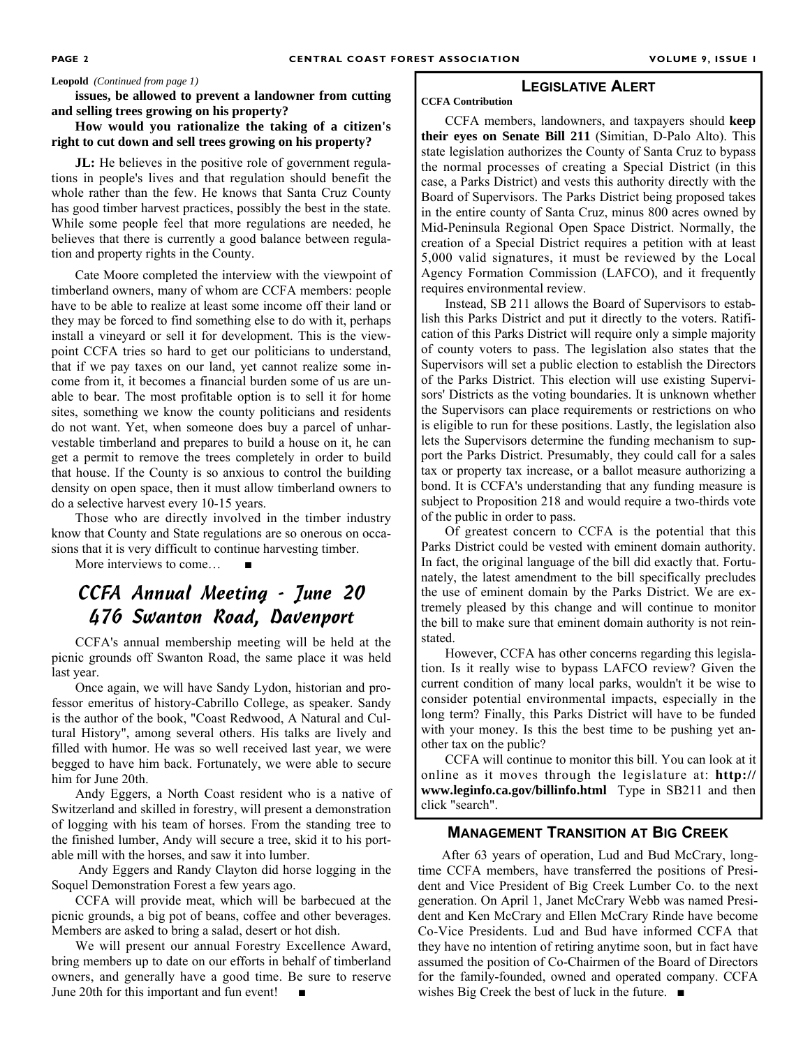**Leopold** *(Continued from page 1)*

**issues, be allowed to prevent a landowner from cutting and selling trees growing on his property?**

**How would you rationalize the taking of a citizen's right to cut down and sell trees growing on his property?**

**JL:** He believes in the positive role of government regulations in people's lives and that regulation should benefit the whole rather than the few. He knows that Santa Cruz County has good timber harvest practices, possibly the best in the state. While some people feel that more regulations are needed, he believes that there is currently a good balance between regulation and property rights in the County.

Cate Moore completed the interview with the viewpoint of timberland owners, many of whom are CCFA members: people have to be able to realize at least some income off their land or they may be forced to find something else to do with it, perhaps install a vineyard or sell it for development. This is the viewpoint CCFA tries so hard to get our politicians to understand, that if we pay taxes on our land, yet cannot realize some income from it, it becomes a financial burden some of us are unable to bear. The most profitable option is to sell it for home sites, something we know the county politicians and residents do not want. Yet, when someone does buy a parcel of unharvestable timberland and prepares to build a house on it, he can get a permit to remove the trees completely in order to build that house. If the County is so anxious to control the building density on open space, then it must allow timberland owners to do a selective harvest every 10-15 years.

Those who are directly involved in the timber industry know that County and State regulations are so onerous on occasions that it is very difficult to continue harvesting timber.

More interviews to come… ■

## CCFA Annual Meeting - June 20 476 Swanton Road, Davenport

CCFA's annual membership meeting will be held at the picnic grounds off Swanton Road, the same place it was held last year.

Once again, we will have Sandy Lydon, historian and professor emeritus of history-Cabrillo College, as speaker. Sandy is the author of the book, "Coast Redwood, A Natural and Cultural History", among several others. His talks are lively and filled with humor. He was so well received last year, we were begged to have him back. Fortunately, we were able to secure him for June 20th.

Andy Eggers, a North Coast resident who is a native of Switzerland and skilled in forestry, will present a demonstration of logging with his team of horses. From the standing tree to the finished lumber, Andy will secure a tree, skid it to his portable mill with the horses, and saw it into lumber.

Andy Eggers and Randy Clayton did horse logging in the Soquel Demonstration Forest a few years ago.

CCFA will provide meat, which will be barbecued at the picnic grounds, a big pot of beans, coffee and other beverages. Members are asked to bring a salad, desert or hot dish.

We will present our annual Forestry Excellence Award, bring members up to date on our efforts in behalf of timberland owners, and generally have a good time. Be sure to reserve June 20th for this important and fun event! ■

## Legislative Alert

**CCFA Contribution**

CCFA members, landowners, and taxpayers should **keep their eyes on Senate Bill 211** (Simitian, D-Palo Alto). This state legislation authorizes the County of Santa Cruz to bypass the normal processes of creating a Special District (in this case, a Parks District) and vests this authority directly with the Board of Supervisors. The Parks District being proposed takes in the entire county of Santa Cruz, minus 800 acres owned by Mid-Peninsula Regional Open Space District. Normally, the creation of a Special District requires a petition with at least 5,000 valid signatures, it must be reviewed by the Local Agency Formation Commission (LAFCO), and it frequently requires environmental review.

Instead, SB 211 allows the Board of Supervisors to establish this Parks District and put it directly to the voters. Ratification of this Parks District will require only a simple majority of county voters to pass. The legislation also states that the Supervisors will set a public election to establish the Directors of the Parks District. This election will use existing Supervisors' Districts as the voting boundaries. It is unknown whether the Supervisors can place requirements or restrictions on who is eligible to run for these positions. Lastly, the legislation also lets the Supervisors determine the funding mechanism to support the Parks District. Presumably, they could call for a sales tax or property tax increase, or a ballot measure authorizing a bond. It is CCFA's understanding that any funding measure is subject to Proposition 218 and would require a two-thirds vote of the public in order to pass.

Of greatest concern to CCFA is the potential that this Parks District could be vested with eminent domain authority. In fact, the original language of the bill did exactly that. Fortunately, the latest amendment to the bill specifically precludes the use of eminent domain by the Parks District. We are extremely pleased by this change and will continue to monitor the bill to make sure that eminent domain authority is not reinstated.

However, CCFA has other concerns regarding this legislation. Is it really wise to bypass LAFCO review? Given the current condition of many local parks, wouldn't it be wise to consider potential environmental impacts, especially in the long term? Finally, this Parks District will have to be funded with your money. Is this the best time to be pushing yet another tax on the public?

CCFA will continue to monitor this bill. You can look at it online as it moves through the legislature at: **http://www.leginfo.ca.gov/billinfo.html** Type in SB211 and then click "search".

## Management Transition at Big Creek

After 63 years of operation, Lud and Bud McCrary, longtime CCFA members, have transferred the positions of President and Vice President of Big Creek Lumber Co. to the next generation. On April 1, Janet McCrary Webb was named President and Ken McCrary and Ellen McCrary Rinde have become Co-Vice Presidents. Lud and Bud have informed CCFA that they have no intention of retiring anytime soon, but in fact have assumed the position of Co-Chairmen of the Board of Directors for the family-founded, owned and operated company. CCFA wishes Big Creek the best of luck in the future. ■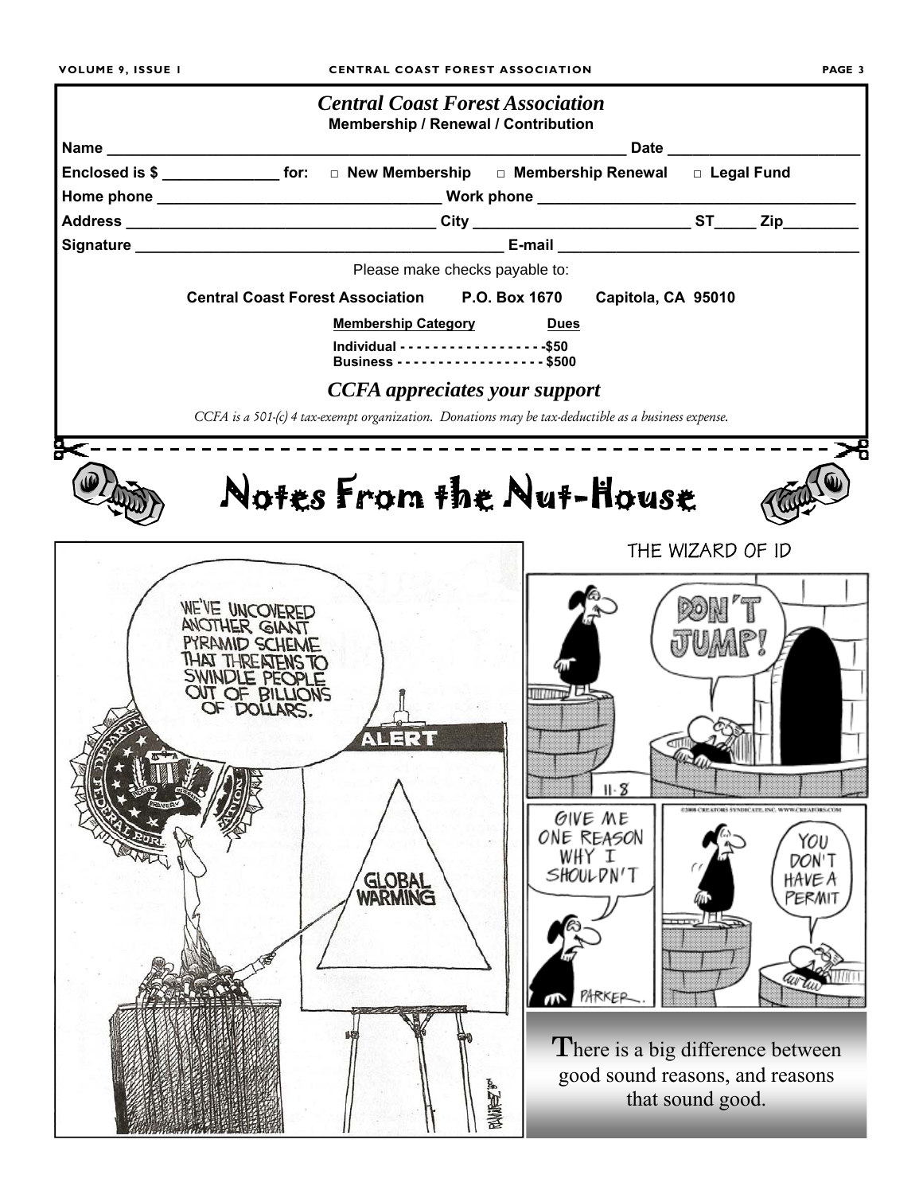## *Central Coast Forest Association*

**Membership / Renewal / Contribution**

**Name** ______________________________________________ **Date** __________________

**Enclosed is $** ____________ **for:** □ **New Membership** □ **Membership Renewal** □ **Legal Fund**

**Home phone** __________________________ **Work phone** ______________________________

**Address** ____________________________ **City** ____________________ **ST**_____ **Zip**________

**Signature** ____________________________________ **E-mail** ______________________________

Please make checks payable to:

**Central Coast Forest Association P.O. Box 1670 Capitola, CA 95010**

| Membership Category | Dues |
|---|---|
| Individual | $50 |
| Business | $500 |

***CCFA appreciates your support***

*CCFA is a 501-(c) 4 tax-exempt organization. Donations may be tax-deductible as a business expense.*

# Notes From the Nut-House

THE WIZARD OF ID

There is a big difference between good sound reasons, and reasons that sound good.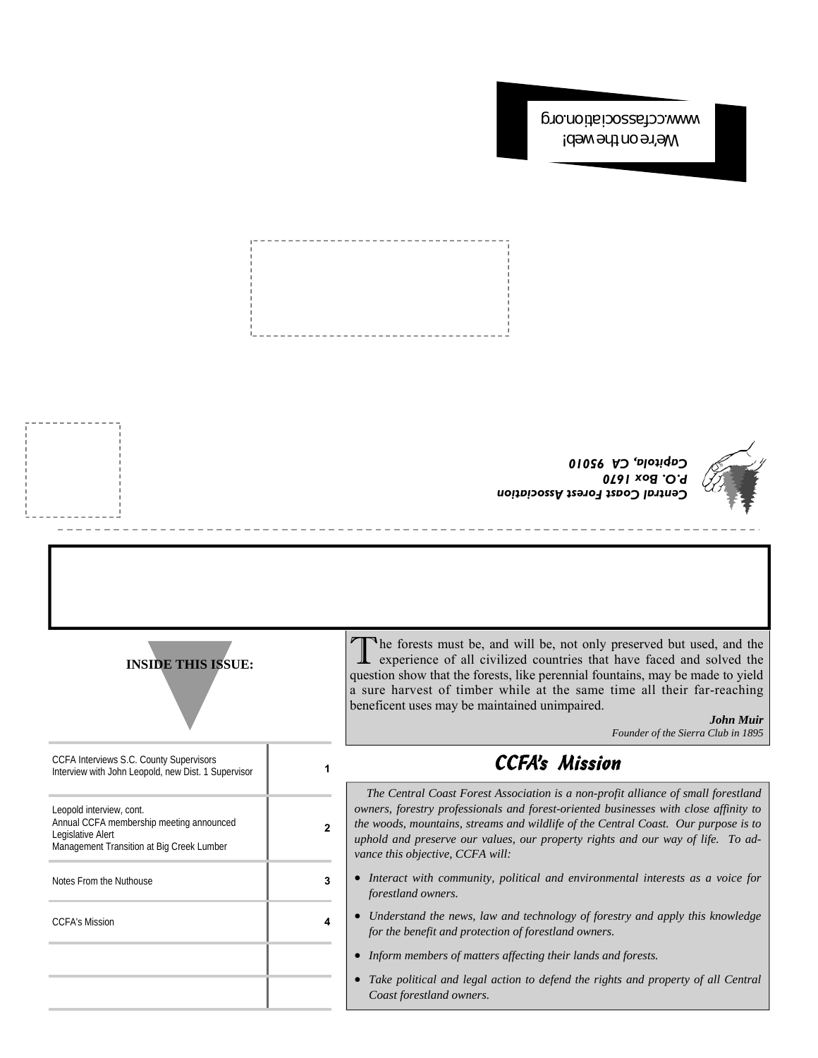We're on the web!
www.ccfassociation.org

Central Coast Forest Association
P.O. Box 1670
Capitola, CA 95010

**INSIDE THIS ISSUE:**

| | |
|---|---|
| CCFA Interviews S.C. County Supervisors<br>Interview with John Leopold, new Dist. 1 Supervisor | 1 |
| Leopold interview, cont.<br>Annual CCFA membership meeting announced<br>Legislative Alert<br>Management Transition at Big Creek Lumber | 2 |
| Notes From the Nuthouse | 3 |
| CCFA's Mission | 4 |

The forests must be, and will be, not only preserved but used, and the experience of all civilized countries that have faced and solved the question show that the forests, like perennial fountains, may be made to yield a sure harvest of timber while at the same time all their far-reaching beneficent uses may be maintained unimpaired.

***John Muir***
*Founder of the Sierra Club in 1895*

## *CCFA's Mission*

*The Central Coast Forest Association is a non-profit alliance of small forestland owners, forestry professionals and forest-oriented businesses with close affinity to the woods, mountains, streams and wildlife of the Central Coast. Our purpose is to uphold and preserve our values, our property rights and our way of life. To advance this objective, CCFA will:*

- *Interact with community, political and environmental interests as a voice for forestland owners.*
- *Understand the news, law and technology of forestry and apply this knowledge for the benefit and protection of forestland owners.*
- *Inform members of matters affecting their lands and forests.*
- *Take political and legal action to defend the rights and property of all Central Coast forestland owners.*